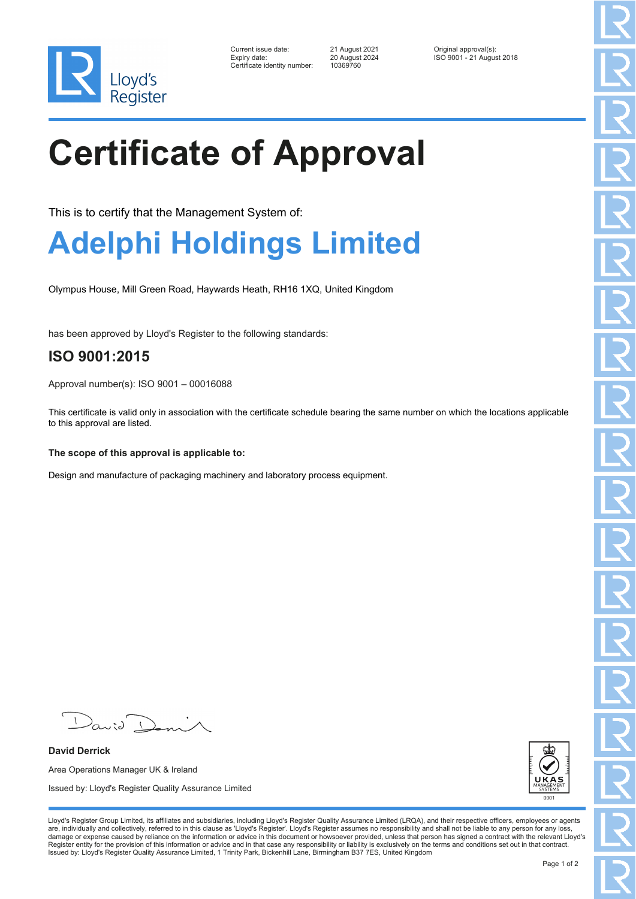Lloyd's Register

| | | |
|---|---|---|
| Current issue date: | 21 August 2021 | Original approval(s): |
| Expiry date: | 20 August 2024 | ISO 9001 - 21 August 2018 |
| Certificate identity number: | 10369760 | |

# Certificate of Approval

This is to certify that the Management System of:

## Adelphi Holdings Limited

Olympus House, Mill Green Road, Haywards Heath, RH16 1XQ, United Kingdom

has been approved by Lloyd's Register to the following standards:

### ISO 9001:2015

Approval number(s): ISO 9001 – 00016088

This certificate is valid only in association with the certificate schedule bearing the same number on which the locations applicable to this approval are listed.

**The scope of this approval is applicable to:**

Design and manufacture of packaging machinery and laboratory process equipment.

**David Derrick**

Area Operations Manager UK & Ireland

Issued by: Lloyd's Register Quality Assurance Limited

UKAS MANAGEMENT SYSTEMS 0001

Lloyd's Register Group Limited, its affiliates and subsidiaries, including Lloyd's Register Quality Assurance Limited (LRQA), and their respective officers, employees or agents are, individually and collectively, referred to in this clause as 'Lloyd's Register'. Lloyd's Register assumes no responsibility and shall not be liable to any person for any loss, damage or expense caused by reliance on the information or advice in this document or howsoever provided, unless that person has signed a contract with the relevant Lloyd's Register entity for the provision of this information or advice and in that case any responsibility or liability is exclusively on the terms and conditions set out in that contract.
Issued by: Lloyd's Register Quality Assurance Limited, 1 Trinity Park, Bickenhill Lane, Birmingham B37 7ES, United Kingdom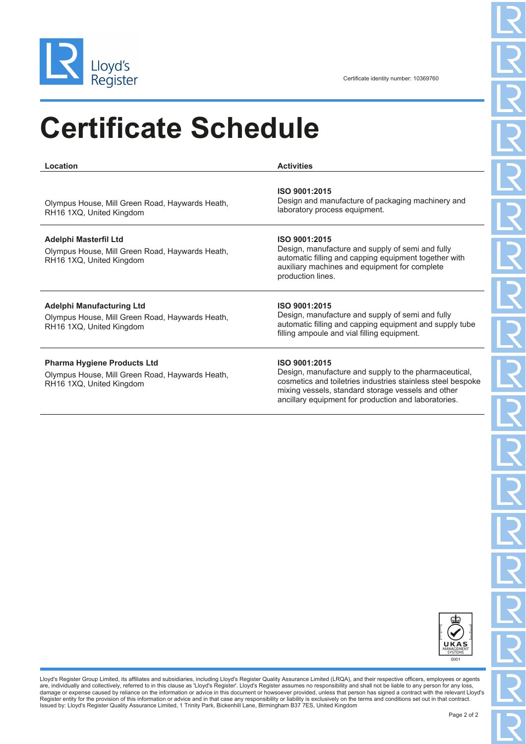Lloyd's Register

Certificate identity number: 10369760

# Certificate Schedule

| Location | Activities |
| --- | --- |
| Olympus House, Mill Green Road, Haywards Heath, RH16 1XQ, United Kingdom | **ISO 9001:2015** Design and manufacture of packaging machinery and laboratory process equipment. |
| **Adelphi Masterfil Ltd** Olympus House, Mill Green Road, Haywards Heath, RH16 1XQ, United Kingdom | **ISO 9001:2015** Design, manufacture and supply of semi and fully automatic filling and capping equipment together with auxiliary machines and equipment for complete production lines. |
| **Adelphi Manufacturing Ltd** Olympus House, Mill Green Road, Haywards Heath, RH16 1XQ, United Kingdom | **ISO 9001:2015** Design, manufacture and supply of semi and fully automatic filling and capping equipment and supply tube filling ampoule and vial filling equipment. |
| **Pharma Hygiene Products Ltd** Olympus House, Mill Green Road, Haywards Heath, RH16 1XQ, United Kingdom | **ISO 9001:2015** Design, manufacture and supply to the pharmaceutical, cosmetics and toiletries industries stainless steel bespoke mixing vessels, standard storage vessels and other ancillary equipment for production and laboratories. |

UKAS MANAGEMENT SYSTEMS 0001

Lloyd's Register Group Limited, its affiliates and subsidiaries, including Lloyd's Register Quality Assurance Limited (LRQA), and their respective officers, employees or agents are, individually and collectively, referred to in this clause as 'Lloyd's Register'. Lloyd's Register assumes no responsibility and shall not be liable to any person for any loss, damage or expense caused by reliance on the information or advice in this document or howsoever provided, unless that person has signed a contract with the relevant Lloyd's Register entity for the provision of this information or advice and in that case any responsibility or liability is exclusively on the terms and conditions set out in that contract.
Issued by: Lloyd's Register Quality Assurance Limited, 1 Trinity Park, Bickenhill Lane, Birmingham B37 7ES, United Kingdom